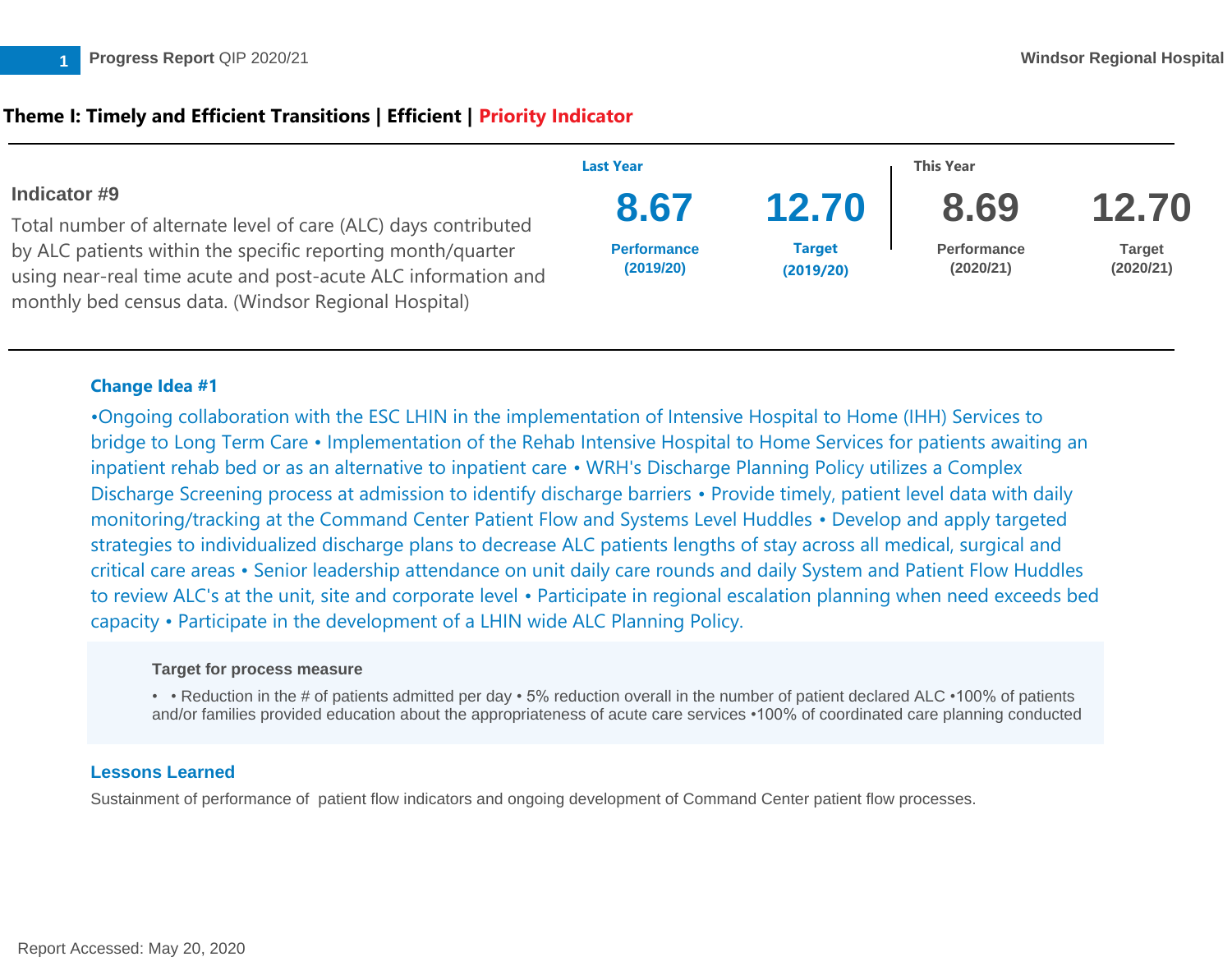## Theme I: Timely and Efficient Transitions | Efficient | Priority Indicator

### Indicator #9

Total number of alternate level of care (ALC) days contributed by ALC patients within the specific reporting month/quarter using near-real time acute and post-acute ALC information and monthly bed census data. (Windsor Regional Hospital)

| Last Year | | This Year | |
|---|---|---|---|
| **8.67** | **12.70** | **8.69** | **12.70** |
| Performance (2019/20) | Target (2019/20) | Performance (2020/21) | Target (2020/21) |

#### Change Idea #1

•Ongoing collaboration with the ESC LHIN in the implementation of Intensive Hospital to Home (IHH) Services to bridge to Long Term Care • Implementation of the Rehab Intensive Hospital to Home Services for patients awaiting an inpatient rehab bed or as an alternative to inpatient care • WRH's Discharge Planning Policy utilizes a Complex Discharge Screening process at admission to identify discharge barriers • Provide timely, patient level data with daily monitoring/tracking at the Command Center Patient Flow and Systems Level Huddles • Develop and apply targeted strategies to individualized discharge plans to decrease ALC patients lengths of stay across all medical, surgical and critical care areas • Senior leadership attendance on unit daily care rounds and daily System and Patient Flow Huddles to review ALC's at the unit, site and corporate level • Participate in regional escalation planning when need exceeds bed capacity • Participate in the development of a LHIN wide ALC Planning Policy.

**Target for process measure**

- • Reduction in the # of patients admitted per day • 5% reduction overall in the number of patient declared ALC •100% of patients and/or families provided education about the appropriateness of acute care services •100% of coordinated care planning conducted

#### Lessons Learned

Sustainment of performance of patient flow indicators and ongoing development of Command Center patient flow processes.

Report Accessed: May 20, 2020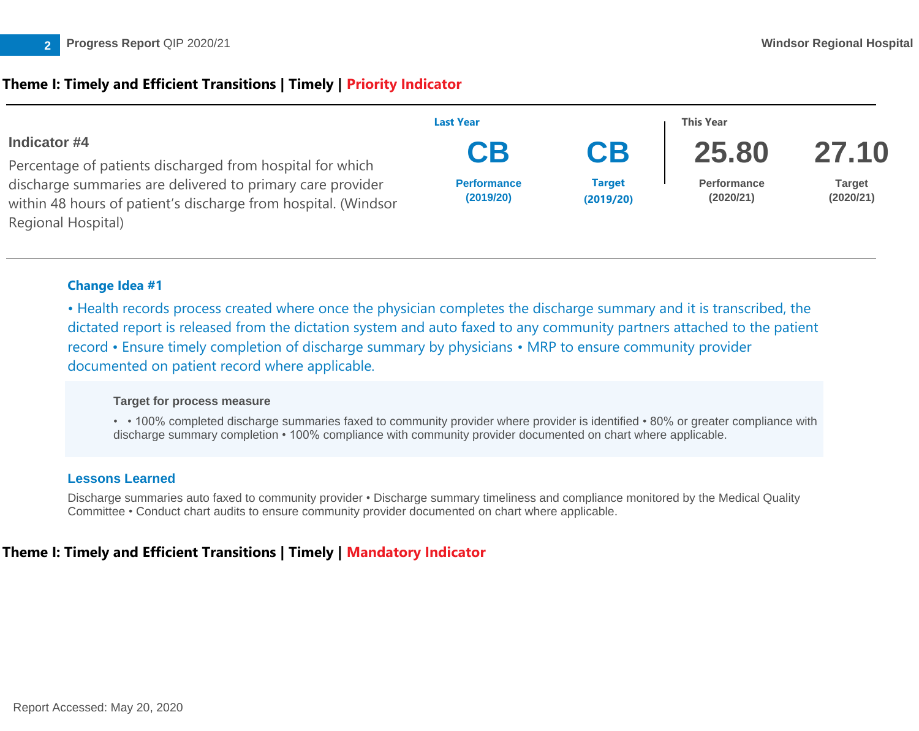## Theme I: Timely and Efficient Transitions | Timely | Priority Indicator

### Indicator #4

Percentage of patients discharged from hospital for which discharge summaries are delivered to primary care provider within 48 hours of patient's discharge from hospital. (Windsor Regional Hospital)

| Last Year | | This Year | |
|---|---|---|---|
| CB | CB | 25.80 | 27.10 |
| Performance (2019/20) | Target (2019/20) | Performance (2020/21) | Target (2020/21) |

**Change Idea #1**

• Health records process created where once the physician completes the discharge summary and it is transcribed, the dictated report is released from the dictation system and auto faxed to any community partners attached to the patient record • Ensure timely completion of discharge summary by physicians • MRP to ensure community provider documented on patient record where applicable.

**Target for process measure**

- • 100% completed discharge summaries faxed to community provider where provider is identified • 80% or greater compliance with discharge summary completion • 100% compliance with community provider documented on chart where applicable.

**Lessons Learned**

Discharge summaries auto faxed to community provider • Discharge summary timeliness and compliance monitored by the Medical Quality Committee • Conduct chart audits to ensure community provider documented on chart where applicable.

## Theme I: Timely and Efficient Transitions | Timely | Mandatory Indicator

Report Accessed: May 20, 2020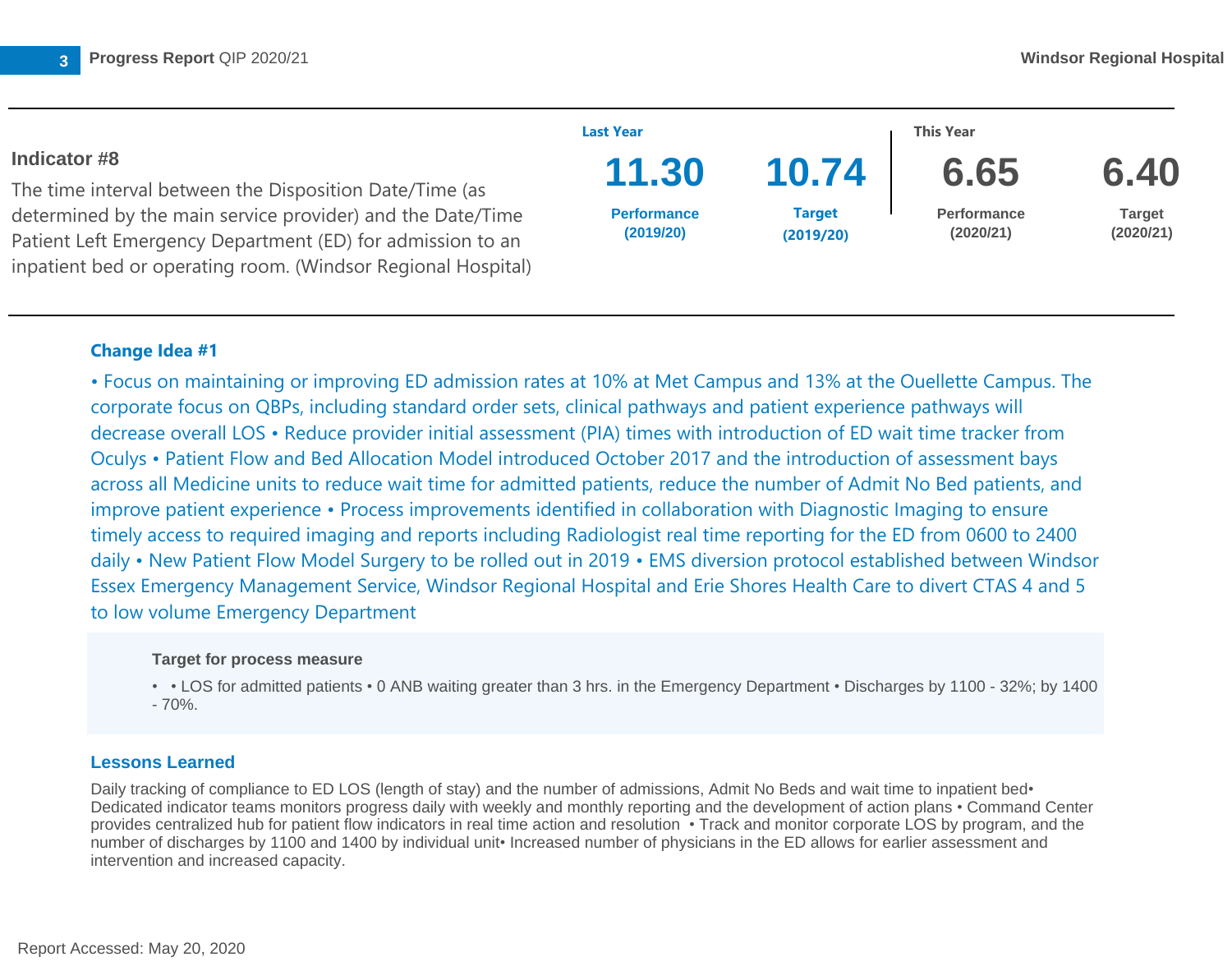## Indicator #8

The time interval between the Disposition Date/Time (as determined by the main service provider) and the Date/Time Patient Left Emergency Department (ED) for admission to an inpatient bed or operating room. (Windsor Regional Hospital)

| Last Year | | This Year | |
|---|---|---|---|
| 11.30 | 10.74 | 6.65 | 6.40 |
| Performance (2019/20) | Target (2019/20) | Performance (2020/21) | Target (2020/21) |

### Change Idea #1

• Focus on maintaining or improving ED admission rates at 10% at Met Campus and 13% at the Ouellette Campus. The corporate focus on QBPs, including standard order sets, clinical pathways and patient experience pathways will decrease overall LOS • Reduce provider initial assessment (PIA) times with introduction of ED wait time tracker from Oculys • Patient Flow and Bed Allocation Model introduced October 2017 and the introduction of assessment bays across all Medicine units to reduce wait time for admitted patients, reduce the number of Admit No Bed patients, and improve patient experience • Process improvements identified in collaboration with Diagnostic Imaging to ensure timely access to required imaging and reports including Radiologist real time reporting for the ED from 0600 to 2400 daily • New Patient Flow Model Surgery to be rolled out in 2019 • EMS diversion protocol established between Windsor Essex Emergency Management Service, Windsor Regional Hospital and Erie Shores Health Care to divert CTAS 4 and 5 to low volume Emergency Department

**Target for process measure**

- • LOS for admitted patients • 0 ANB waiting greater than 3 hrs. in the Emergency Department • Discharges by 1100 - 32%; by 1400 - 70%.

### Lessons Learned

Daily tracking of compliance to ED LOS (length of stay) and the number of admissions, Admit No Beds and wait time to inpatient bed• Dedicated indicator teams monitors progress daily with weekly and monthly reporting and the development of action plans • Command Center provides centralized hub for patient flow indicators in real time action and resolution • Track and monitor corporate LOS by program, and the number of discharges by 1100 and 1400 by individual unit• Increased number of physicians in the ED allows for earlier assessment and intervention and increased capacity.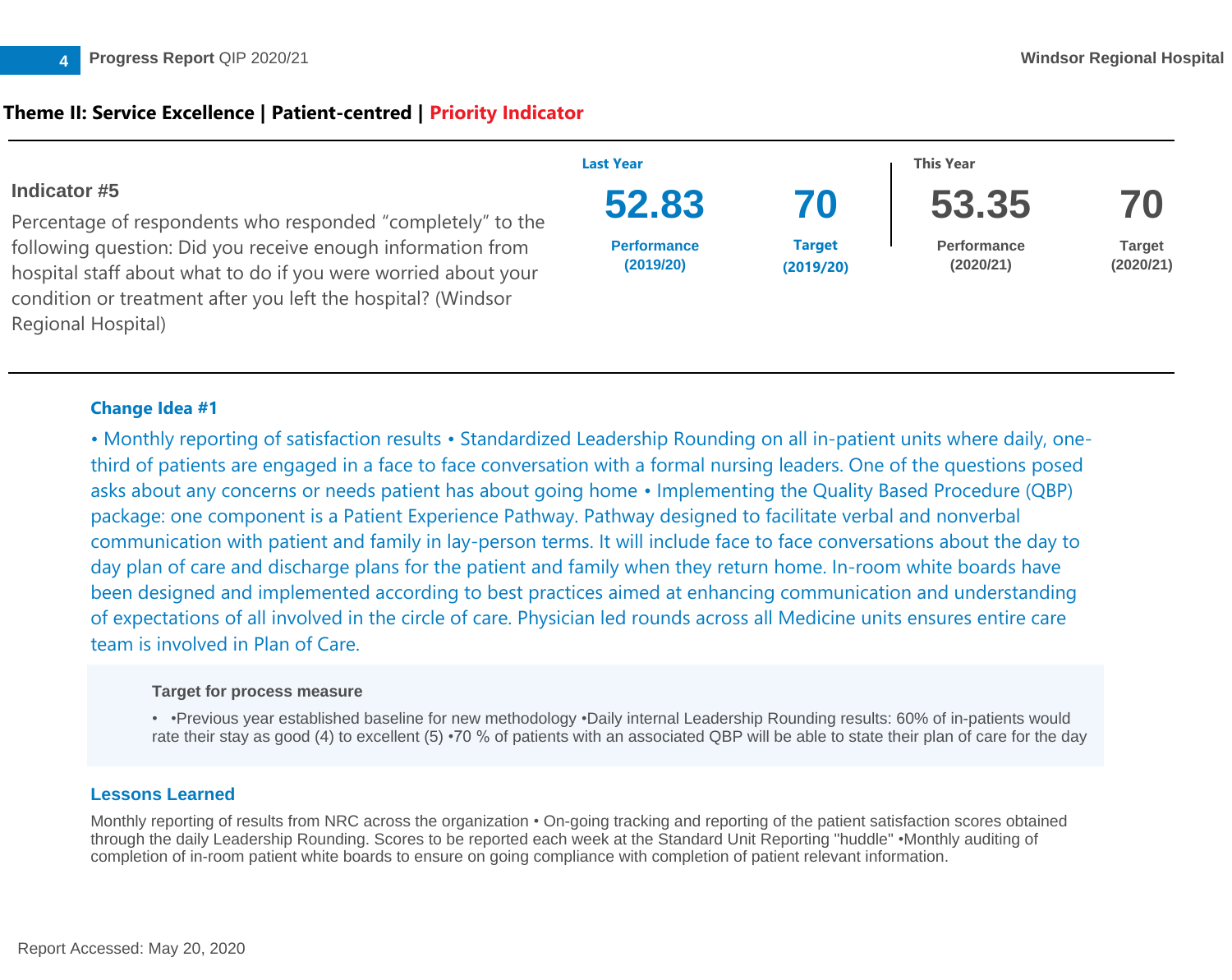## Theme II: Service Excellence | Patient-centred | Priority Indicator

### Indicator #5

Percentage of respondents who responded "completely" to the following question: Did you receive enough information from hospital staff about what to do if you were worried about your condition or treatment after you left the hospital? (Windsor Regional Hospital)

| Last Year | | This Year | |
|---|---|---|---|
| **52.83** | **70** | **53.35** | **70** |
| Performance (2019/20) | Target (2019/20) | Performance (2020/21) | Target (2020/21) |

#### Change Idea #1

• Monthly reporting of satisfaction results • Standardized Leadership Rounding on all in-patient units where daily, one-third of patients are engaged in a face to face conversation with a formal nursing leaders. One of the questions posed asks about any concerns or needs patient has about going home • Implementing the Quality Based Procedure (QBP) package: one component is a Patient Experience Pathway. Pathway designed to facilitate verbal and nonverbal communication with patient and family in lay-person terms. It will include face to face conversations about the day to day plan of care and discharge plans for the patient and family when they return home. In-room white boards have been designed and implemented according to best practices aimed at enhancing communication and understanding of expectations of all involved in the circle of care. Physician led rounds across all Medicine units ensures entire care team is involved in Plan of Care.

**Target for process measure**

- •Previous year established baseline for new methodology •Daily internal Leadership Rounding results: 60% of in-patients would rate their stay as good (4) to excellent (5) •70 % of patients with an associated QBP will be able to state their plan of care for the day

#### Lessons Learned

Monthly reporting of results from NRC across the organization • On-going tracking and reporting of the patient satisfaction scores obtained through the daily Leadership Rounding. Scores to be reported each week at the Standard Unit Reporting "huddle" •Monthly auditing of completion of in-room patient white boards to ensure on going compliance with completion of patient relevant information.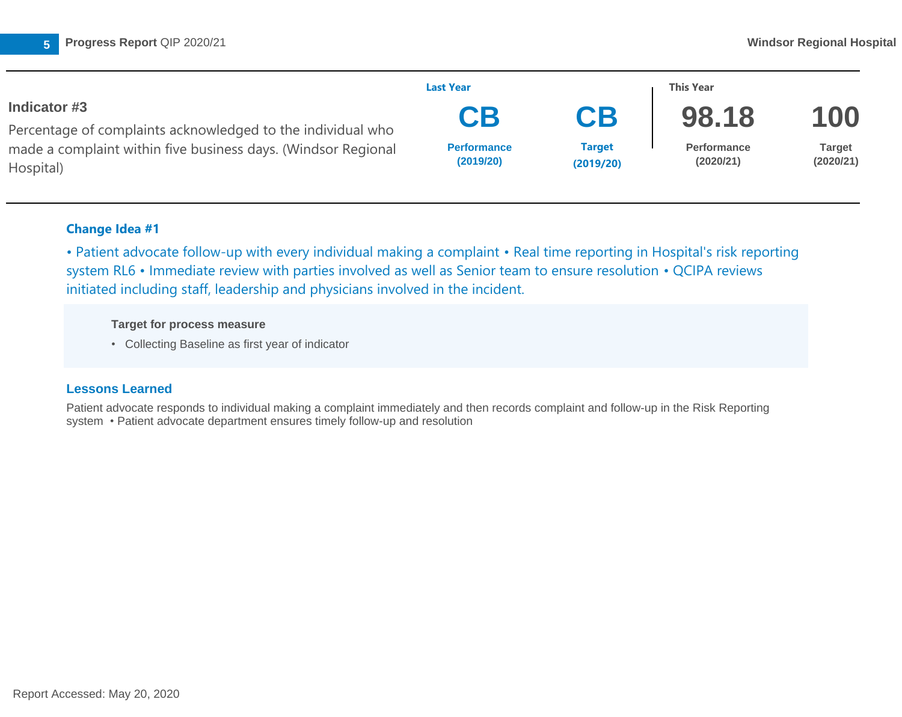### Indicator #3

Percentage of complaints acknowledged to the individual who made a complaint within five business days. (Windsor Regional Hospital)

| Last Year | | This Year | |
|---|---|---|---|
| **CB** | **CB** | **98.18** | **100** |
| Performance (2019/20) | Target (2019/20) | Performance (2020/21) | Target (2020/21) |

#### Change Idea #1

• Patient advocate follow-up with every individual making a complaint • Real time reporting in Hospital's risk reporting system RL6 • Immediate review with parties involved as well as Senior team to ensure resolution • QCIPA reviews initiated including staff, leadership and physicians involved in the incident.

**Target for process measure**

- Collecting Baseline as first year of indicator

#### Lessons Learned

Patient advocate responds to individual making a complaint immediately and then records complaint and follow-up in the Risk Reporting system • Patient advocate department ensures timely follow-up and resolution

Report Accessed: May 20, 2020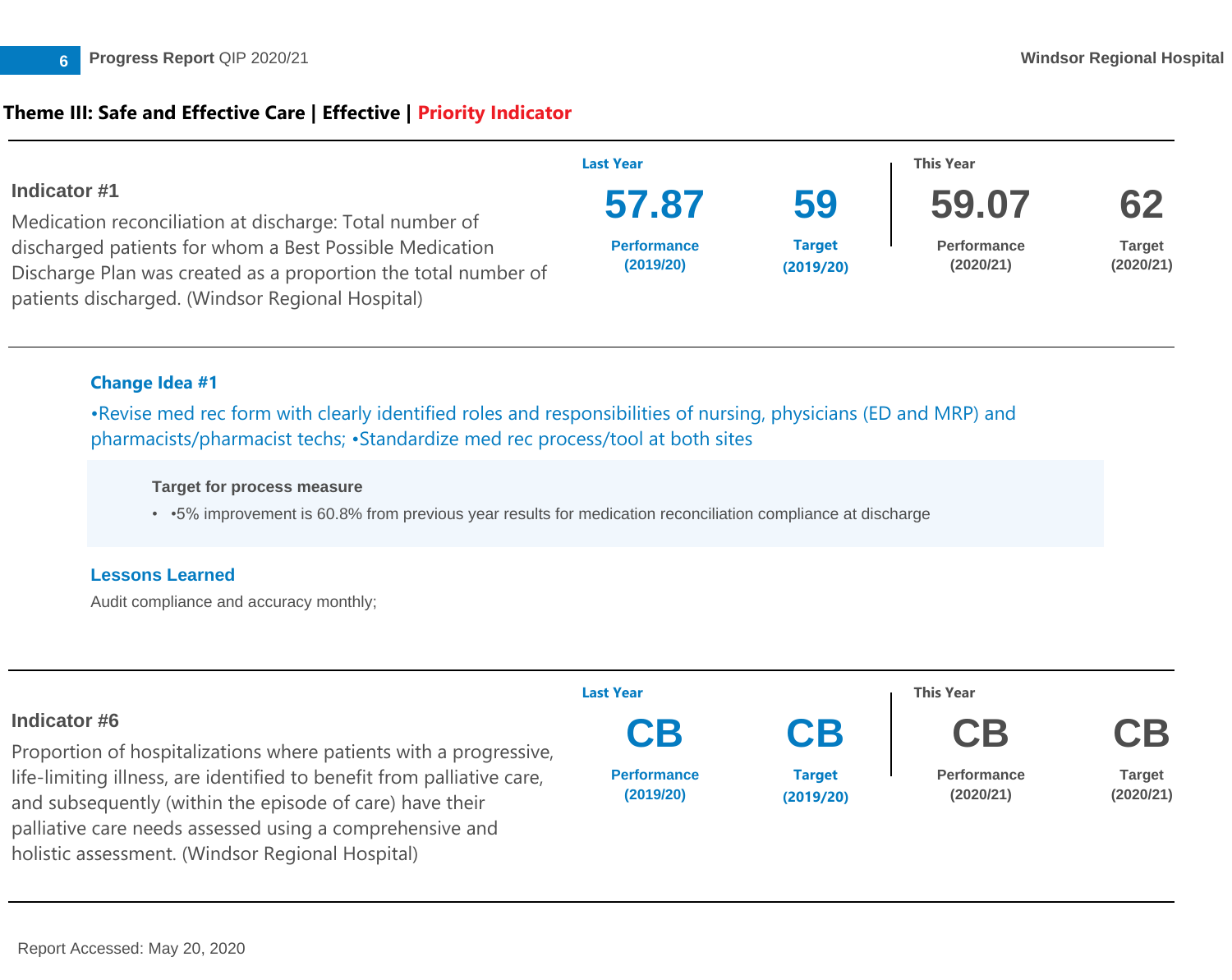## Theme III: Safe and Effective Care | Effective | Priority Indicator

### Indicator #1

Medication reconciliation at discharge: Total number of discharged patients for whom a Best Possible Medication Discharge Plan was created as a proportion the total number of patients discharged. (Windsor Regional Hospital)

| Last Year | | This Year | |
|---|---|---|---|
| **57.87** | **59** | **59.07** | **62** |
| Performance (2019/20) | Target (2019/20) | Performance (2020/21) | Target (2020/21) |

#### Change Idea #1

•Revise med rec form with clearly identified roles and responsibilities of nursing, physicians (ED and MRP) and pharmacists/pharmacist techs; •Standardize med rec process/tool at both sites

**Target for process measure**

- •5% improvement is 60.8% from previous year results for medication reconciliation compliance at discharge

#### Lessons Learned

Audit compliance and accuracy monthly;

### Indicator #6

Proportion of hospitalizations where patients with a progressive, life-limiting illness, are identified to benefit from palliative care, and subsequently (within the episode of care) have their palliative care needs assessed using a comprehensive and holistic assessment. (Windsor Regional Hospital)

| Last Year | | This Year | |
|---|---|---|---|
| **CB** | **CB** | **CB** | **CB** |
| Performance (2019/20) | Target (2019/20) | Performance (2020/21) | Target (2020/21) |

Report Accessed: May 20, 2020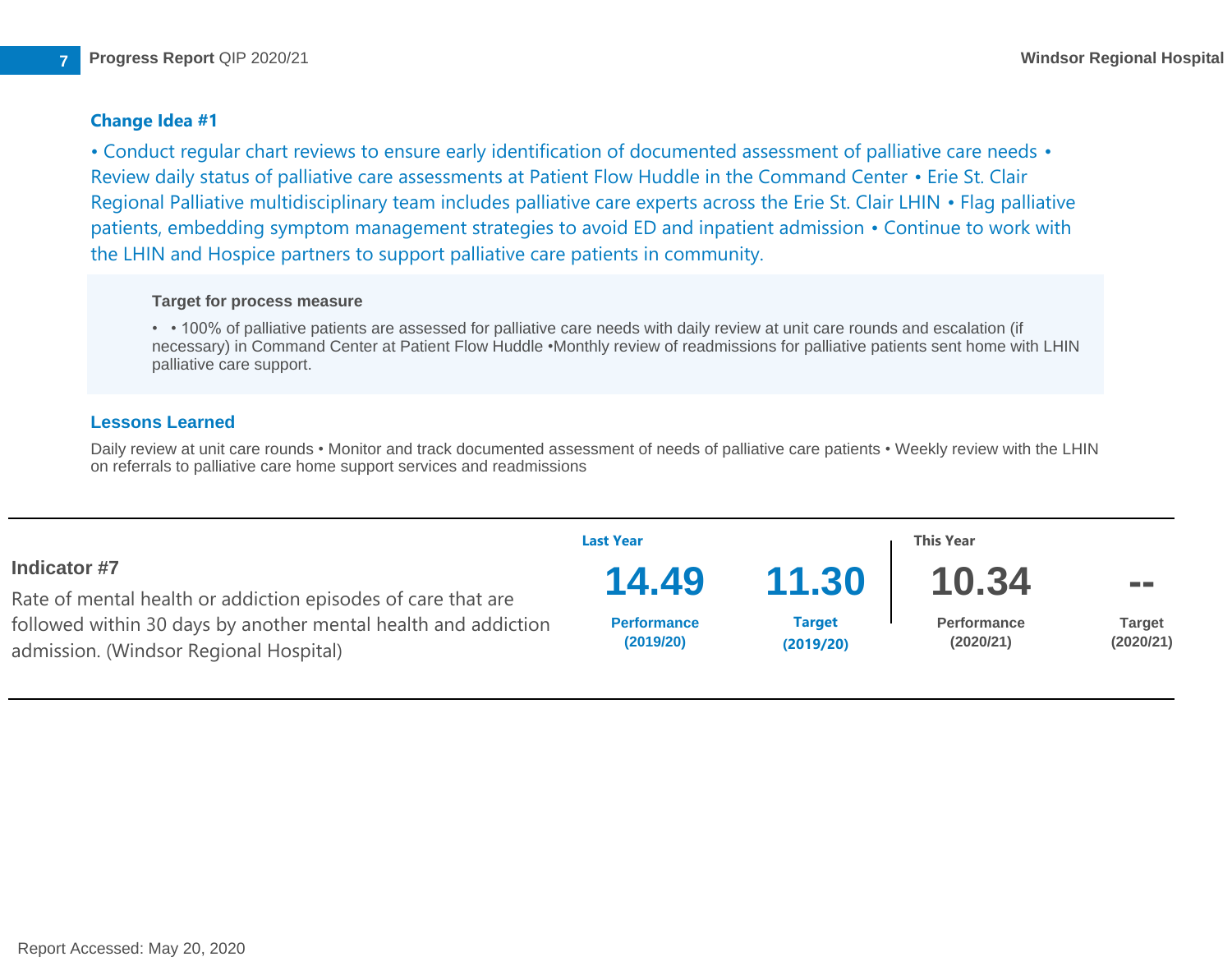### Change Idea #1

• Conduct regular chart reviews to ensure early identification of documented assessment of palliative care needs • Review daily status of palliative care assessments at Patient Flow Huddle in the Command Center • Erie St. Clair Regional Palliative multidisciplinary team includes palliative care experts across the Erie St. Clair LHIN • Flag palliative patients, embedding symptom management strategies to avoid ED and inpatient admission • Continue to work with the LHIN and Hospice partners to support palliative care patients in community.

**Target for process measure**

- • 100% of palliative patients are assessed for palliative care needs with daily review at unit care rounds and escalation (if necessary) in Command Center at Patient Flow Huddle •Monthly review of readmissions for palliative patients sent home with LHIN palliative care support.

### Lessons Learned

Daily review at unit care rounds • Monitor and track documented assessment of needs of palliative care patients • Weekly review with the LHIN on referrals to palliative care home support services and readmissions

---

### Indicator #7

Rate of mental health or addiction episodes of care that are followed within 30 days by another mental health and addiction admission. (Windsor Regional Hospital)

| | Last Year | | This Year | |
|---|---|---|---|---|
| | **14.49** | **11.30** | **10.34** | **--** |
| | Performance (2019/20) | Target (2019/20) | Performance (2020/21) | Target (2020/21) |

---

Report Accessed: May 20, 2020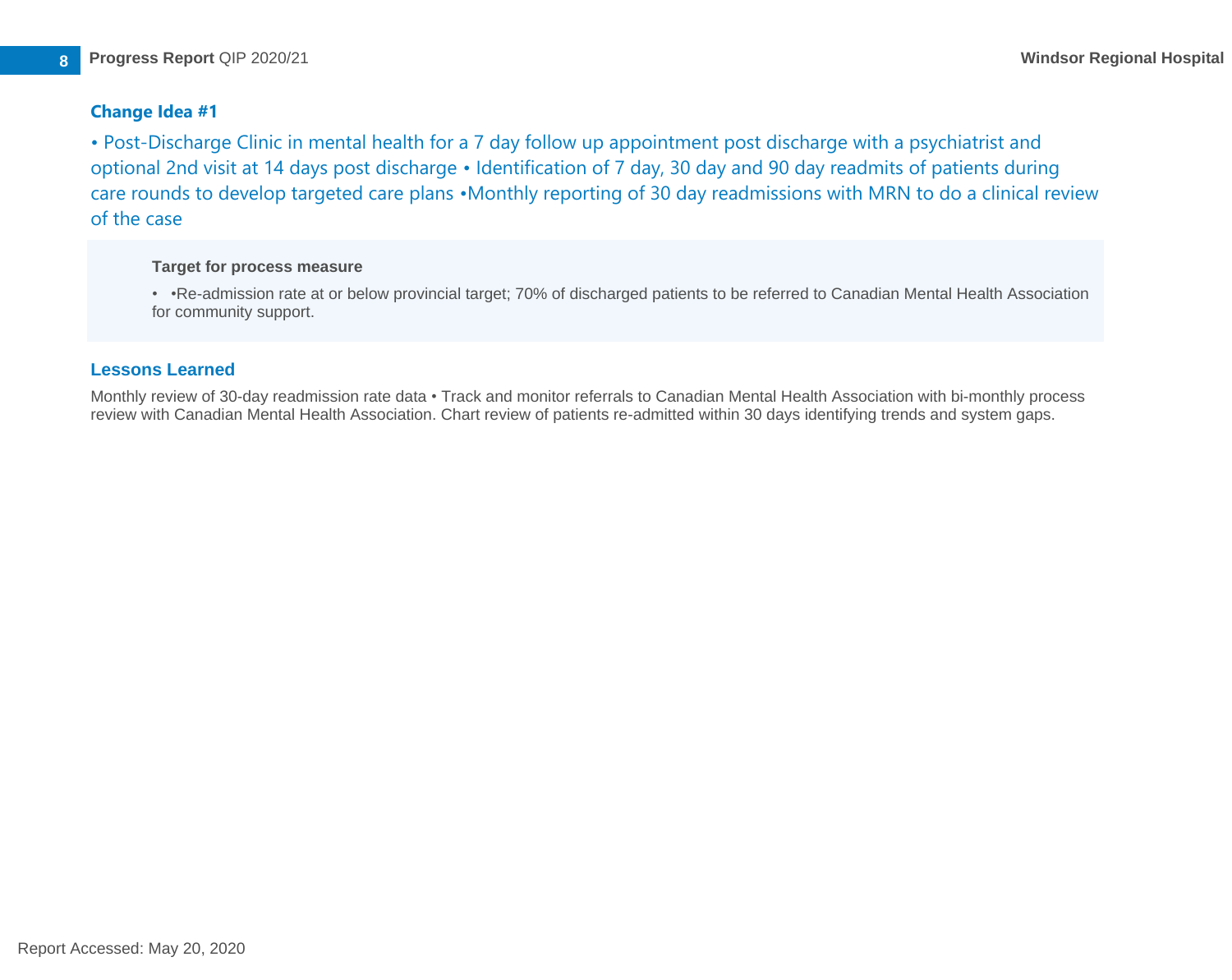### Change Idea #1

• Post-Discharge Clinic in mental health for a 7 day follow up appointment post discharge with a psychiatrist and optional 2nd visit at 14 days post discharge • Identification of 7 day, 30 day and 90 day readmits of patients during care rounds to develop targeted care plans •Monthly reporting of 30 day readmissions with MRN to do a clinical review of the case

**Target for process measure**

- •Re-admission rate at or below provincial target; 70% of discharged patients to be referred to Canadian Mental Health Association for community support.

### Lessons Learned

Monthly review of 30-day readmission rate data • Track and monitor referrals to Canadian Mental Health Association with bi-monthly process review with Canadian Mental Health Association. Chart review of patients re-admitted within 30 days identifying trends and system gaps.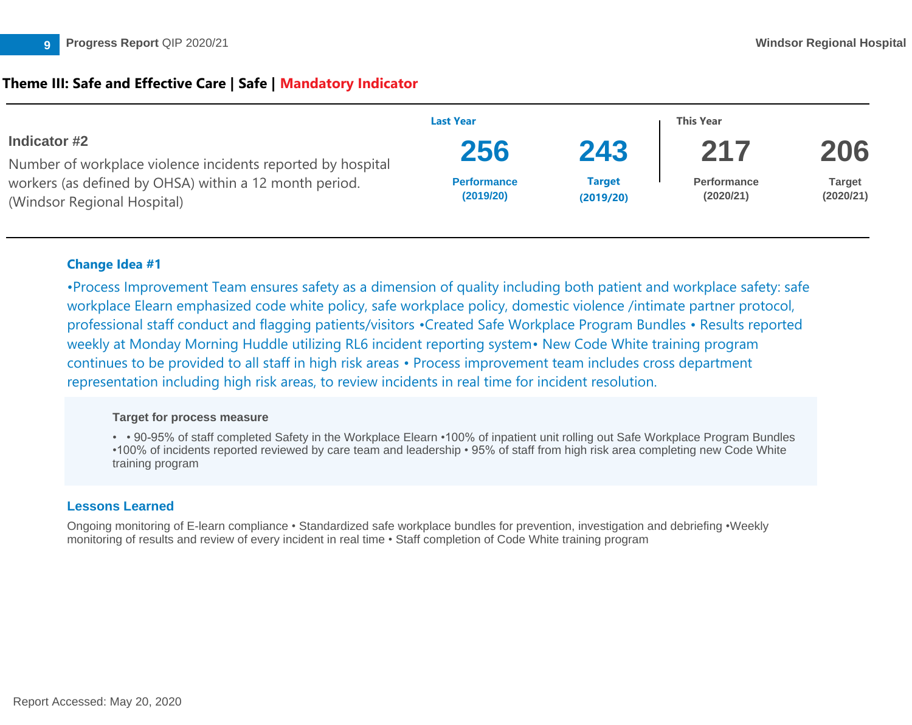## Theme III: Safe and Effective Care | Safe | Mandatory Indicator

| Indicator #2 | Last Year | | This Year | |
|---|---|---|---|---|
| Number of workplace violence incidents reported by hospital workers (as defined by OHSA) within a 12 month period. (Windsor Regional Hospital) | **256** Performance (2019/20) | **243** Target (2019/20) | **217** Performance (2020/21) | **206** Target (2020/21) |

### Change Idea #1

•Process Improvement Team ensures safety as a dimension of quality including both patient and workplace safety: safe workplace Elearn emphasized code white policy, safe workplace policy, domestic violence /intimate partner protocol, professional staff conduct and flagging patients/visitors •Created Safe Workplace Program Bundles • Results reported weekly at Monday Morning Huddle utilizing RL6 incident reporting system• New Code White training program continues to be provided to all staff in high risk areas • Process improvement team includes cross department representation including high risk areas, to review incidents in real time for incident resolution.

**Target for process measure**

- • 90-95% of staff completed Safety in the Workplace Elearn •100% of inpatient unit rolling out Safe Workplace Program Bundles •100% of incidents reported reviewed by care team and leadership • 95% of staff from high risk area completing new Code White training program

### Lessons Learned

Ongoing monitoring of E-learn compliance • Standardized safe workplace bundles for prevention, investigation and debriefing •Weekly monitoring of results and review of every incident in real time • Staff completion of Code White training program

Report Accessed: May 20, 2020